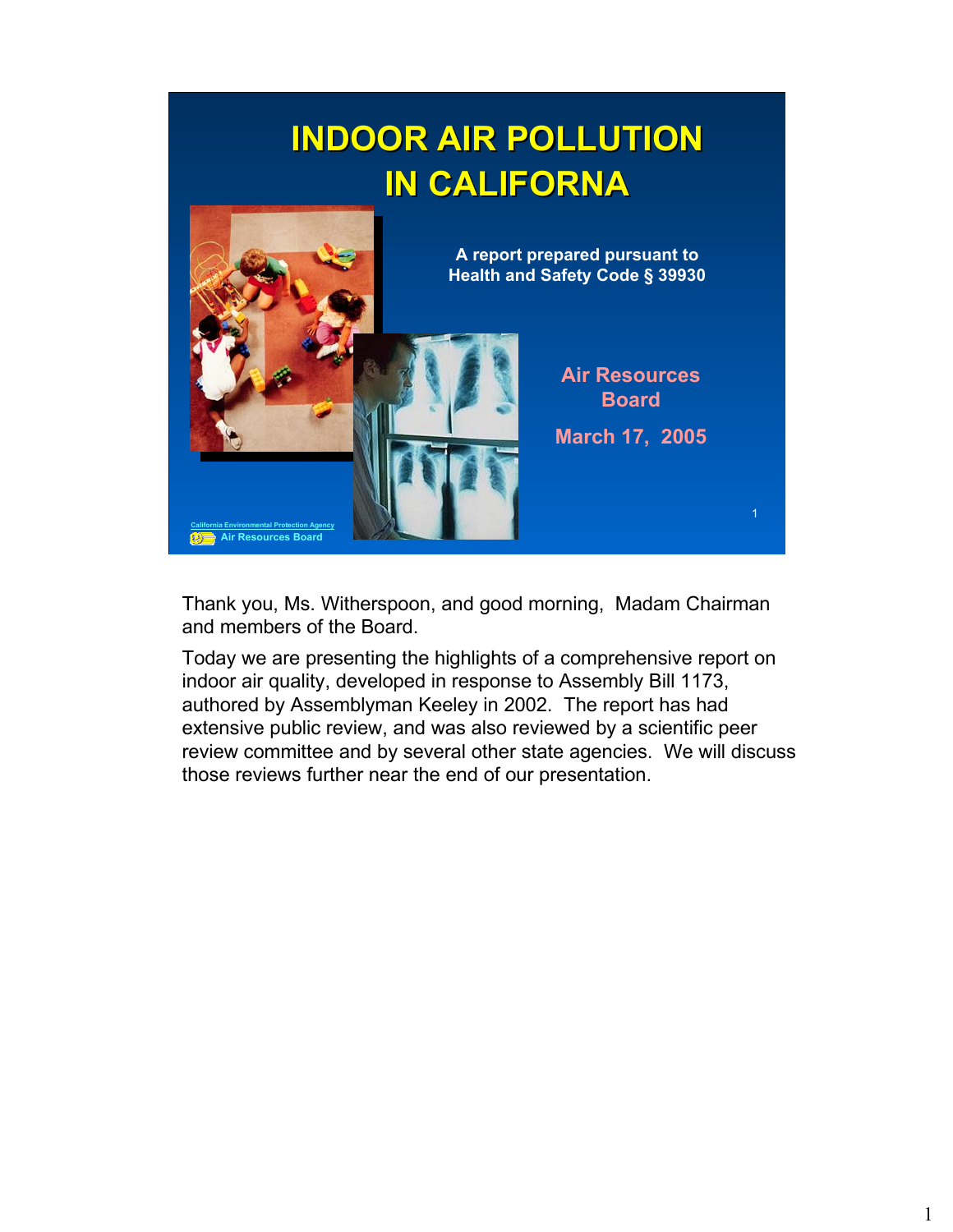# INDOOR AIR POLLUTION IN CALIFORNA

A report prepared pursuant to Health and Safety Code § 39930

Air Resources Board

March 17, 2005

California Environmental Protection Agency
Air Resources Board

Thank you, Ms. Witherspoon, and good morning, Madam Chairman and members of the Board.

Today we are presenting the highlights of a comprehensive report on indoor air quality, developed in response to Assembly Bill 1173, authored by Assemblyman Keeley in 2002. The report has had extensive public review, and was also reviewed by a scientific peer review committee and by several other state agencies. We will discuss those reviews further near the end of our presentation.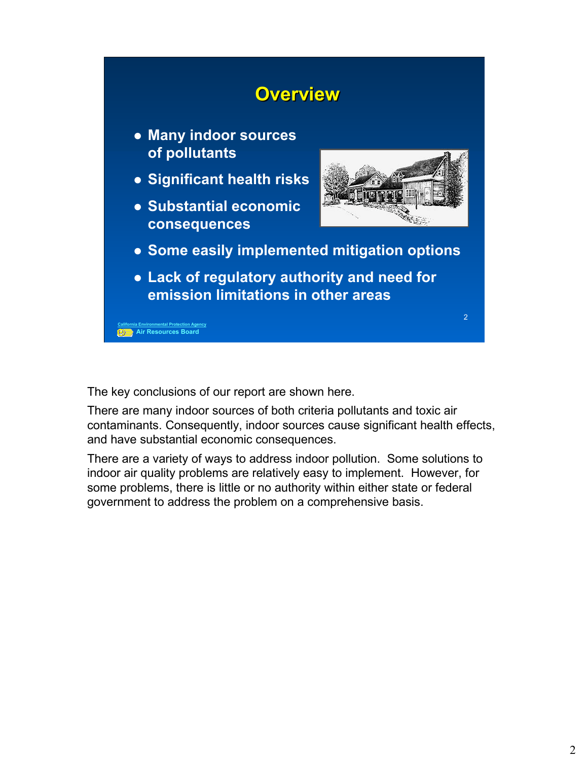## Overview

- Many indoor sources of pollutants
- Significant health risks
- Substantial economic consequences
- Some easily implemented mitigation options
- Lack of regulatory authority and need for emission limitations in other areas

The key conclusions of our report are shown here.

There are many indoor sources of both criteria pollutants and toxic air contaminants. Consequently, indoor sources cause significant health effects, and have substantial economic consequences.

There are a variety of ways to address indoor pollution. Some solutions to indoor air quality problems are relatively easy to implement. However, for some problems, there is little or no authority within either state or federal government to address the problem on a comprehensive basis.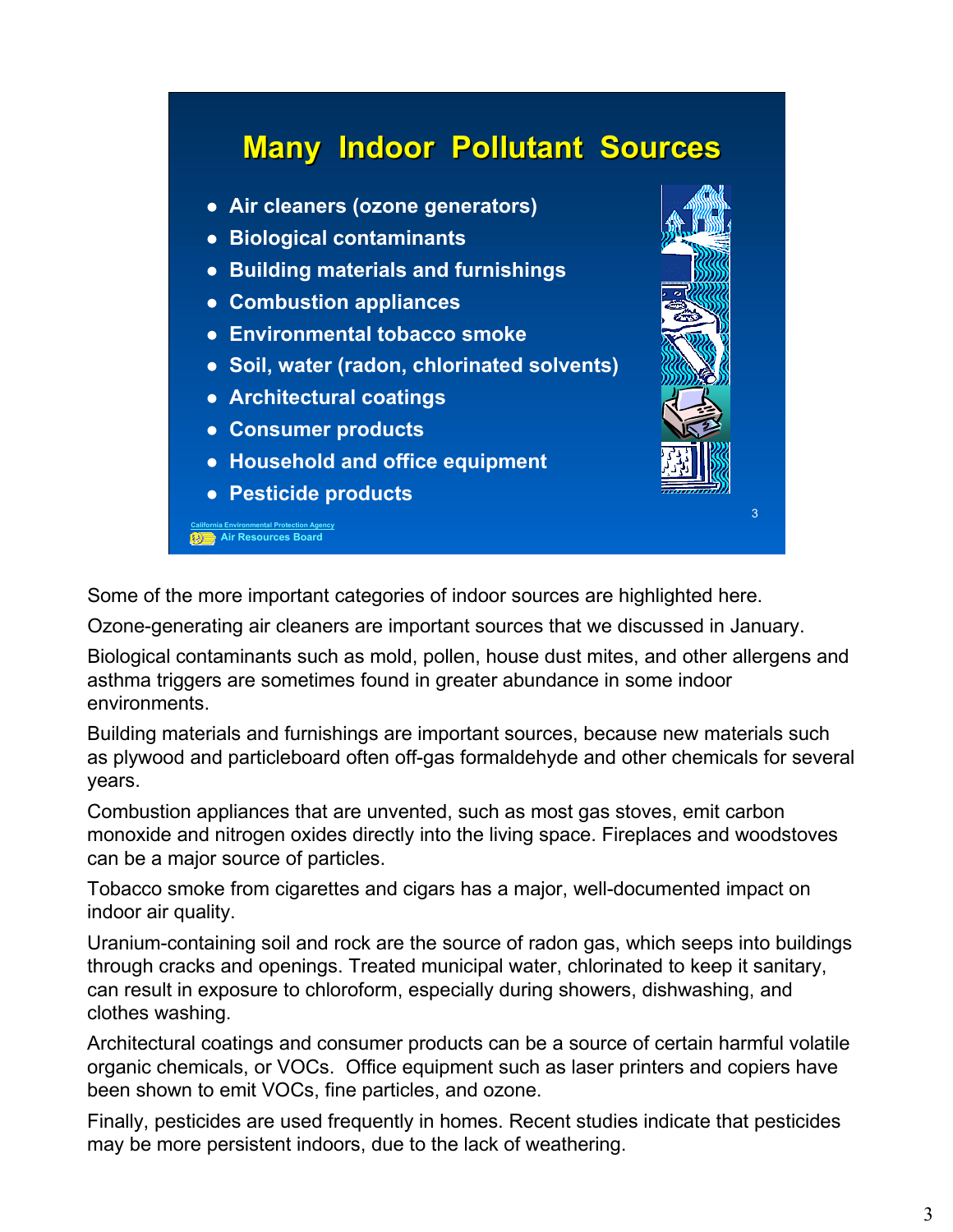## Many Indoor Pollutant Sources

- Air cleaners (ozone generators)
- Biological contaminants
- Building materials and furnishings
- Combustion appliances
- Environmental tobacco smoke
- Soil, water (radon, chlorinated solvents)
- Architectural coatings
- Consumer products
- Household and office equipment
- Pesticide products

California Environmental Protection Agency
Air Resources Board

Some of the more important categories of indoor sources are highlighted here.

Ozone-generating air cleaners are important sources that we discussed in January.

Biological contaminants such as mold, pollen, house dust mites, and other allergens and asthma triggers are sometimes found in greater abundance in some indoor environments.

Building materials and furnishings are important sources, because new materials such as plywood and particleboard often off-gas formaldehyde and other chemicals for several years.

Combustion appliances that are unvented, such as most gas stoves, emit carbon monoxide and nitrogen oxides directly into the living space. Fireplaces and woodstoves can be a major source of particles.

Tobacco smoke from cigarettes and cigars has a major, well-documented impact on indoor air quality.

Uranium-containing soil and rock are the source of radon gas, which seeps into buildings through cracks and openings. Treated municipal water, chlorinated to keep it sanitary, can result in exposure to chloroform, especially during showers, dishwashing, and clothes washing.

Architectural coatings and consumer products can be a source of certain harmful volatile organic chemicals, or VOCs. Office equipment such as laser printers and copiers have been shown to emit VOCs, fine particles, and ozone.

Finally, pesticides are used frequently in homes. Recent studies indicate that pesticides may be more persistent indoors, due to the lack of weathering.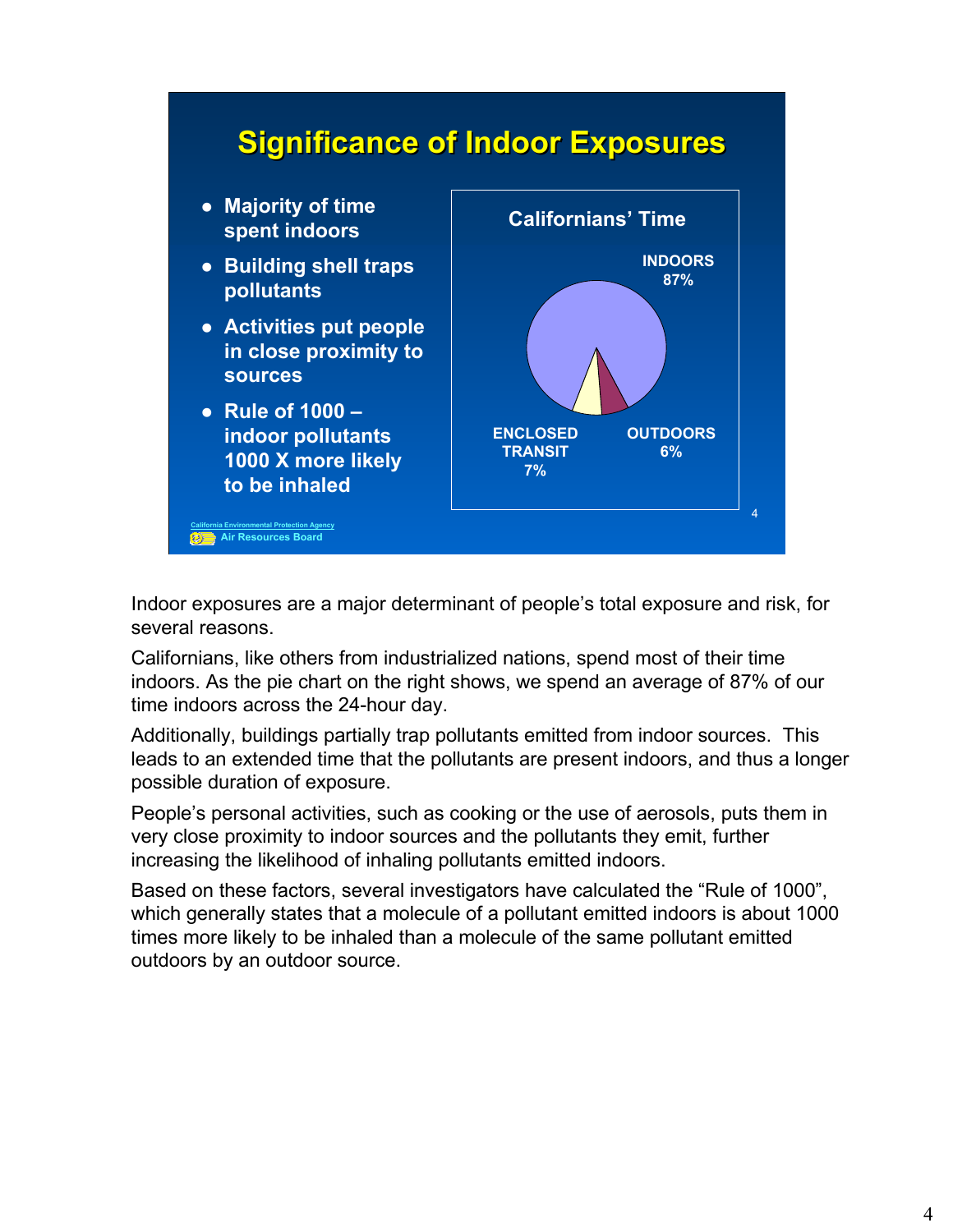## Significance of Indoor Exposures

- Majority of time spent indoors
- Building shell traps pollutants
- Activities put people in close proximity to sources
- Rule of 1000 – indoor pollutants 1000 X more likely to be inhaled

**Californians' Time**

- INDOORS 87%
- ENCLOSED TRANSIT 7%
- OUTDOORS 6%

California Environmental Protection Agency
Air Resources Board

Indoor exposures are a major determinant of people's total exposure and risk, for several reasons.

Californians, like others from industrialized nations, spend most of their time indoors. As the pie chart on the right shows, we spend an average of 87% of our time indoors across the 24-hour day.

Additionally, buildings partially trap pollutants emitted from indoor sources. This leads to an extended time that the pollutants are present indoors, and thus a longer possible duration of exposure.

People's personal activities, such as cooking or the use of aerosols, puts them in very close proximity to indoor sources and the pollutants they emit, further increasing the likelihood of inhaling pollutants emitted indoors.

Based on these factors, several investigators have calculated the "Rule of 1000", which generally states that a molecule of a pollutant emitted indoors is about 1000 times more likely to be inhaled than a molecule of the same pollutant emitted outdoors by an outdoor source.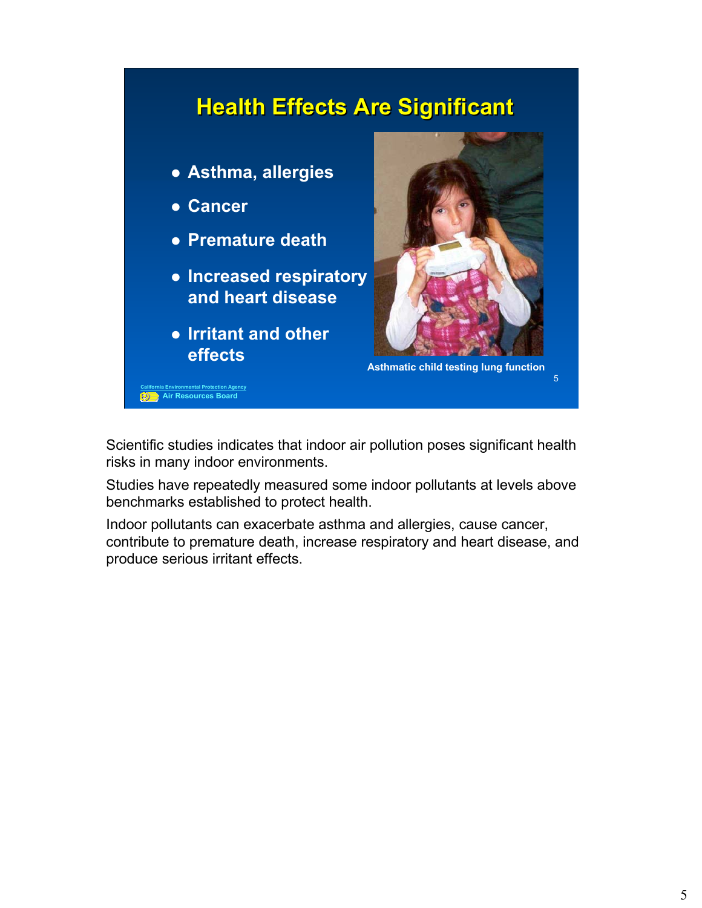## Health Effects Are Significant

- Asthma, allergies
- Cancer
- Premature death
- Increased respiratory and heart disease
- Irritant and other effects

Asthmatic child testing lung function

California Environmental Protection Agency
Air Resources Board

Scientific studies indicates that indoor air pollution poses significant health risks in many indoor environments.

Studies have repeatedly measured some indoor pollutants at levels above benchmarks established to protect health.

Indoor pollutants can exacerbate asthma and allergies, cause cancer, contribute to premature death, increase respiratory and heart disease, and produce serious irritant effects.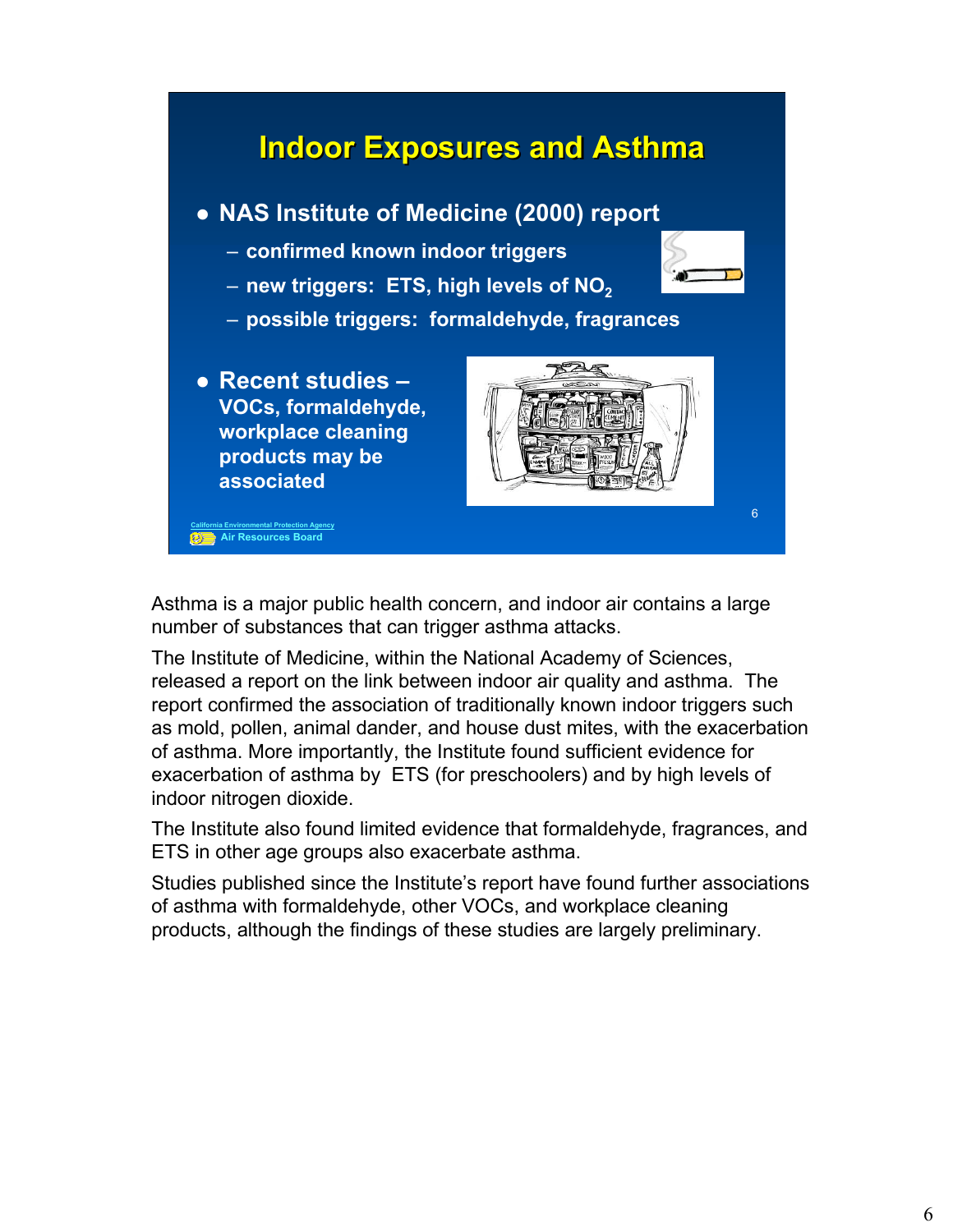## Indoor Exposures and Asthma

- NAS Institute of Medicine (2000) report
  - confirmed known indoor triggers
  - new triggers: ETS, high levels of $NO_2$
  - possible triggers: formaldehyde, fragrances
- Recent studies – VOCs, formaldehyde, workplace cleaning products may be associated

California Environmental Protection Agency
Air Resources Board

Asthma is a major public health concern, and indoor air contains a large number of substances that can trigger asthma attacks.

The Institute of Medicine, within the National Academy of Sciences, released a report on the link between indoor air quality and asthma. The report confirmed the association of traditionally known indoor triggers such as mold, pollen, animal dander, and house dust mites, with the exacerbation of asthma. More importantly, the Institute found sufficient evidence for exacerbation of asthma by ETS (for preschoolers) and by high levels of indoor nitrogen dioxide.

The Institute also found limited evidence that formaldehyde, fragrances, and ETS in other age groups also exacerbate asthma.

Studies published since the Institute's report have found further associations of asthma with formaldehyde, other VOCs, and workplace cleaning products, although the findings of these studies are largely preliminary.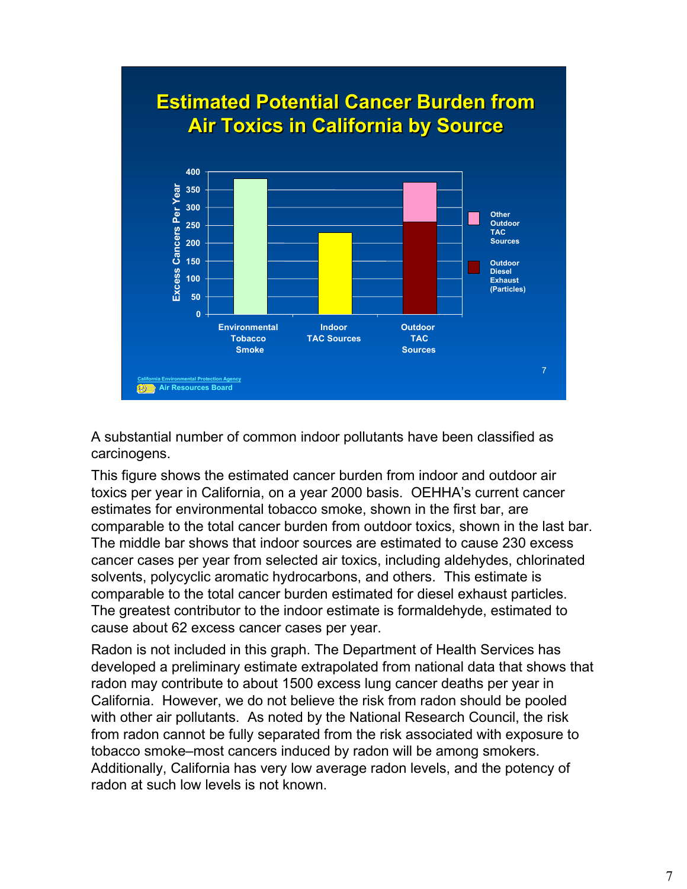## Estimated Potential Cancer Burden from Air Toxics in California by Source

| Source | Excess Cancers Per Year |
|---|---|
| Environmental Tobacco Smoke | ~380 |
| Indoor TAC Sources | ~230 |
| Outdoor TAC Sources: Outdoor Diesel Exhaust (Particles) | ~260 |
| Outdoor TAC Sources: Other Outdoor TAC Sources | ~110 (total ~370) |

California Environmental Protection Agency
Air Resources Board

A substantial number of common indoor pollutants have been classified as carcinogens.

This figure shows the estimated cancer burden from indoor and outdoor air toxics per year in California, on a year 2000 basis. OEHHA's current cancer estimates for environmental tobacco smoke, shown in the first bar, are comparable to the total cancer burden from outdoor toxics, shown in the last bar. The middle bar shows that indoor sources are estimated to cause 230 excess cancer cases per year from selected air toxics, including aldehydes, chlorinated solvents, polycyclic aromatic hydrocarbons, and others. This estimate is comparable to the total cancer burden estimated for diesel exhaust particles. The greatest contributor to the indoor estimate is formaldehyde, estimated to cause about 62 excess cancer cases per year.

Radon is not included in this graph. The Department of Health Services has developed a preliminary estimate extrapolated from national data that shows that radon may contribute to about 1500 excess lung cancer deaths per year in California. However, we do not believe the risk from radon should be pooled with other air pollutants. As noted by the National Research Council, the risk from radon cannot be fully separated from the risk associated with exposure to tobacco smoke–most cancers induced by radon will be among smokers. Additionally, California has very low average radon levels, and the potency of radon at such low levels is not known.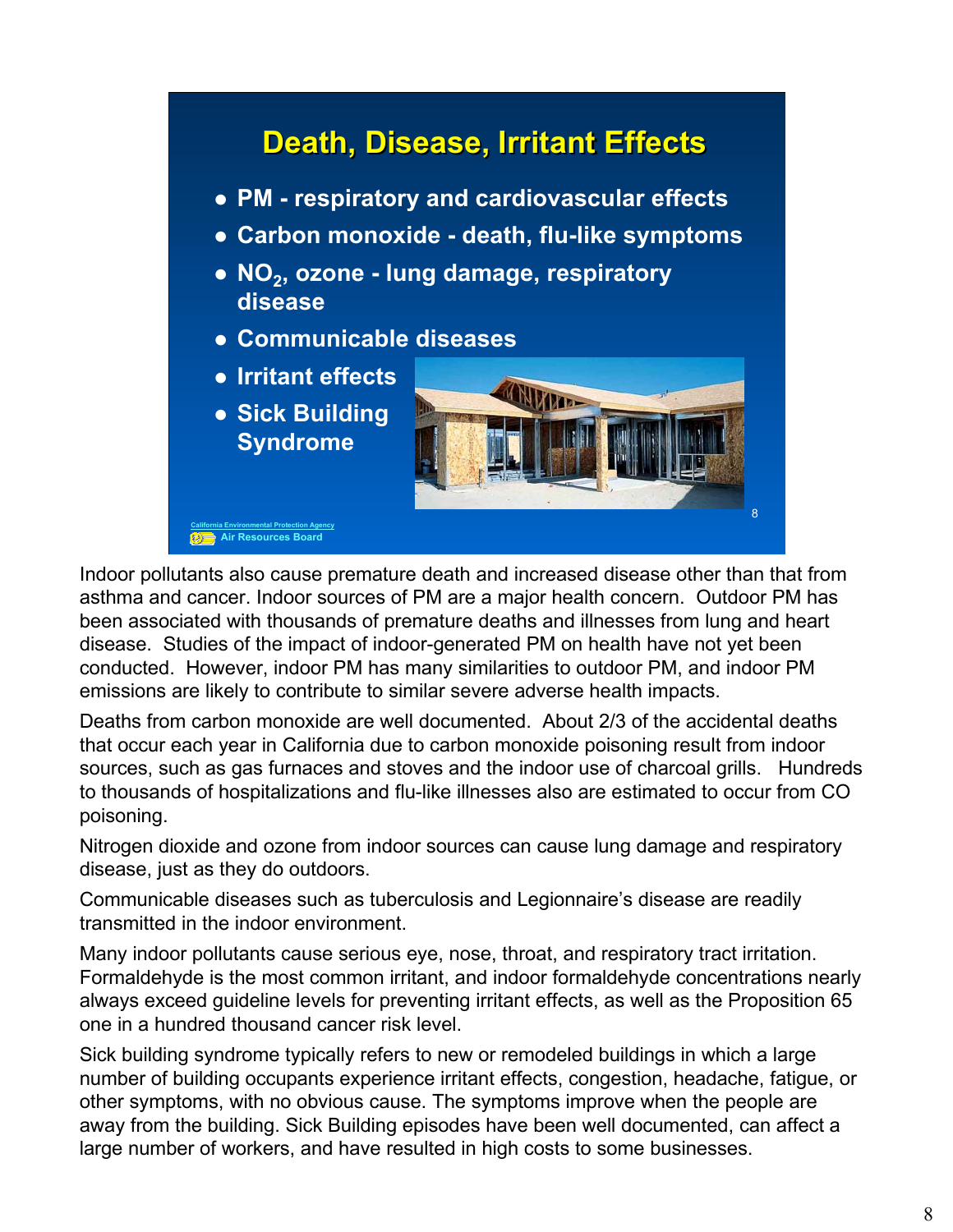## Death, Disease, Irritant Effects

- PM - respiratory and cardiovascular effects
- Carbon monoxide - death, flu-like symptoms
- $NO_2$, ozone - lung damage, respiratory disease
- Communicable diseases
- Irritant effects
- Sick Building Syndrome

California Environmental Protection Agency
Air Resources Board

Indoor pollutants also cause premature death and increased disease other than that from asthma and cancer. Indoor sources of PM are a major health concern. Outdoor PM has been associated with thousands of premature deaths and illnesses from lung and heart disease. Studies of the impact of indoor-generated PM on health have not yet been conducted. However, indoor PM has many similarities to outdoor PM, and indoor PM emissions are likely to contribute to similar severe adverse health impacts.

Deaths from carbon monoxide are well documented. About 2/3 of the accidental deaths that occur each year in California due to carbon monoxide poisoning result from indoor sources, such as gas furnaces and stoves and the indoor use of charcoal grills. Hundreds to thousands of hospitalizations and flu-like illnesses also are estimated to occur from CO poisoning.

Nitrogen dioxide and ozone from indoor sources can cause lung damage and respiratory disease, just as they do outdoors.

Communicable diseases such as tuberculosis and Legionnaire's disease are readily transmitted in the indoor environment.

Many indoor pollutants cause serious eye, nose, throat, and respiratory tract irritation. Formaldehyde is the most common irritant, and indoor formaldehyde concentrations nearly always exceed guideline levels for preventing irritant effects, as well as the Proposition 65 one in a hundred thousand cancer risk level.

Sick building syndrome typically refers to new or remodeled buildings in which a large number of building occupants experience irritant effects, congestion, headache, fatigue, or other symptoms, with no obvious cause. The symptoms improve when the people are away from the building. Sick Building episodes have been well documented, can affect a large number of workers, and have resulted in high costs to some businesses.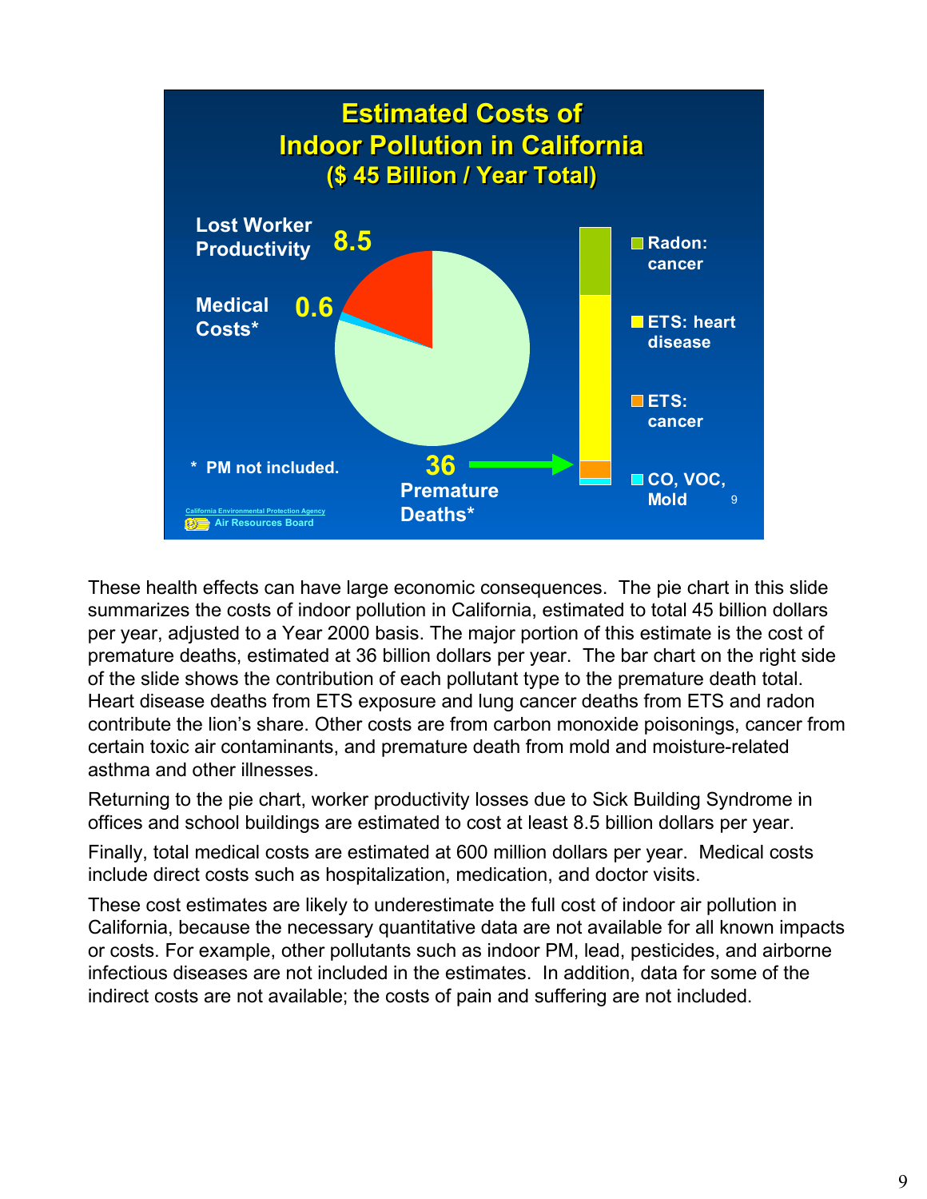## Estimated Costs of Indoor Pollution in California

**($ 45 Billion / Year Total)**

Lost Worker Productivity **8.5**

Medical Costs* **0.6**

**36** Premature Deaths*

- Radon: cancer
- ETS: heart disease
- ETS: cancer
- CO, VOC, Mold

\* PM not included.

California Environmental Protection Agency
Air Resources Board

These health effects can have large economic consequences. The pie chart in this slide summarizes the costs of indoor pollution in California, estimated to total 45 billion dollars per year, adjusted to a Year 2000 basis. The major portion of this estimate is the cost of premature deaths, estimated at 36 billion dollars per year. The bar chart on the right side of the slide shows the contribution of each pollutant type to the premature death total. Heart disease deaths from ETS exposure and lung cancer deaths from ETS and radon contribute the lion's share. Other costs are from carbon monoxide poisonings, cancer from certain toxic air contaminants, and premature death from mold and moisture-related asthma and other illnesses.

Returning to the pie chart, worker productivity losses due to Sick Building Syndrome in offices and school buildings are estimated to cost at least 8.5 billion dollars per year.

Finally, total medical costs are estimated at 600 million dollars per year. Medical costs include direct costs such as hospitalization, medication, and doctor visits.

These cost estimates are likely to underestimate the full cost of indoor air pollution in California, because the necessary quantitative data are not available for all known impacts or costs. For example, other pollutants such as indoor PM, lead, pesticides, and airborne infectious diseases are not included in the estimates. In addition, data for some of the indirect costs are not available; the costs of pain and suffering are not included.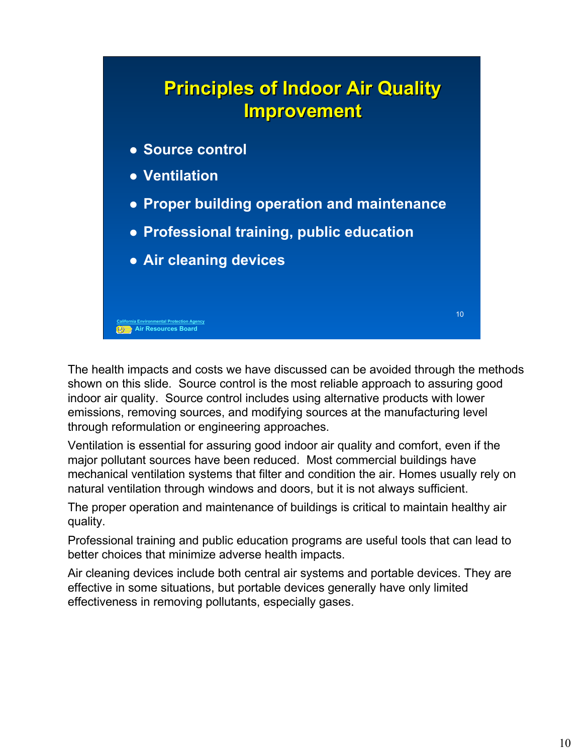## Principles of Indoor Air Quality Improvement

- Source control
- Ventilation
- Proper building operation and maintenance
- Professional training, public education
- Air cleaning devices

California Environmental Protection Agency
Air Resources Board

The health impacts and costs we have discussed can be avoided through the methods shown on this slide. Source control is the most reliable approach to assuring good indoor air quality. Source control includes using alternative products with lower emissions, removing sources, and modifying sources at the manufacturing level through reformulation or engineering approaches.

Ventilation is essential for assuring good indoor air quality and comfort, even if the major pollutant sources have been reduced. Most commercial buildings have mechanical ventilation systems that filter and condition the air. Homes usually rely on natural ventilation through windows and doors, but it is not always sufficient.

The proper operation and maintenance of buildings is critical to maintain healthy air quality.

Professional training and public education programs are useful tools that can lead to better choices that minimize adverse health impacts.

Air cleaning devices include both central air systems and portable devices. They are effective in some situations, but portable devices generally have only limited effectiveness in removing pollutants, especially gases.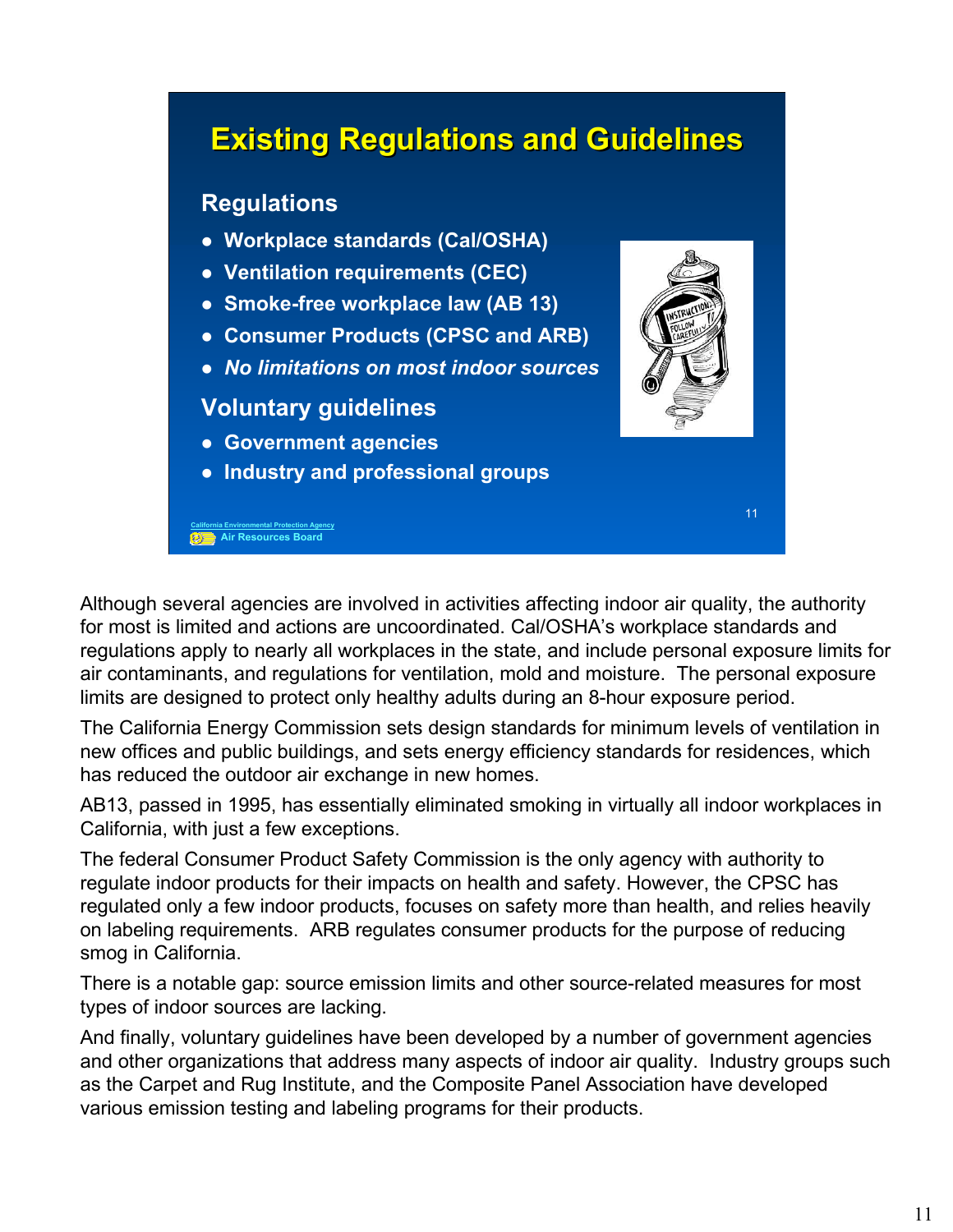## Existing Regulations and Guidelines

### Regulations

- Workplace standards (Cal/OSHA)
- Ventilation requirements (CEC)
- Smoke-free workplace law (AB 13)
- Consumer Products (CPSC and ARB)
- *No limitations on most indoor sources*

### Voluntary guidelines

- Government agencies
- Industry and professional groups

Although several agencies are involved in activities affecting indoor air quality, the authority for most is limited and actions are uncoordinated. Cal/OSHA's workplace standards and regulations apply to nearly all workplaces in the state, and include personal exposure limits for air contaminants, and regulations for ventilation, mold and moisture. The personal exposure limits are designed to protect only healthy adults during an 8-hour exposure period.

The California Energy Commission sets design standards for minimum levels of ventilation in new offices and public buildings, and sets energy efficiency standards for residences, which has reduced the outdoor air exchange in new homes.

AB13, passed in 1995, has essentially eliminated smoking in virtually all indoor workplaces in California, with just a few exceptions.

The federal Consumer Product Safety Commission is the only agency with authority to regulate indoor products for their impacts on health and safety. However, the CPSC has regulated only a few indoor products, focuses on safety more than health, and relies heavily on labeling requirements. ARB regulates consumer products for the purpose of reducing smog in California.

There is a notable gap: source emission limits and other source-related measures for most types of indoor sources are lacking.

And finally, voluntary guidelines have been developed by a number of government agencies and other organizations that address many aspects of indoor air quality. Industry groups such as the Carpet and Rug Institute, and the Composite Panel Association have developed various emission testing and labeling programs for their products.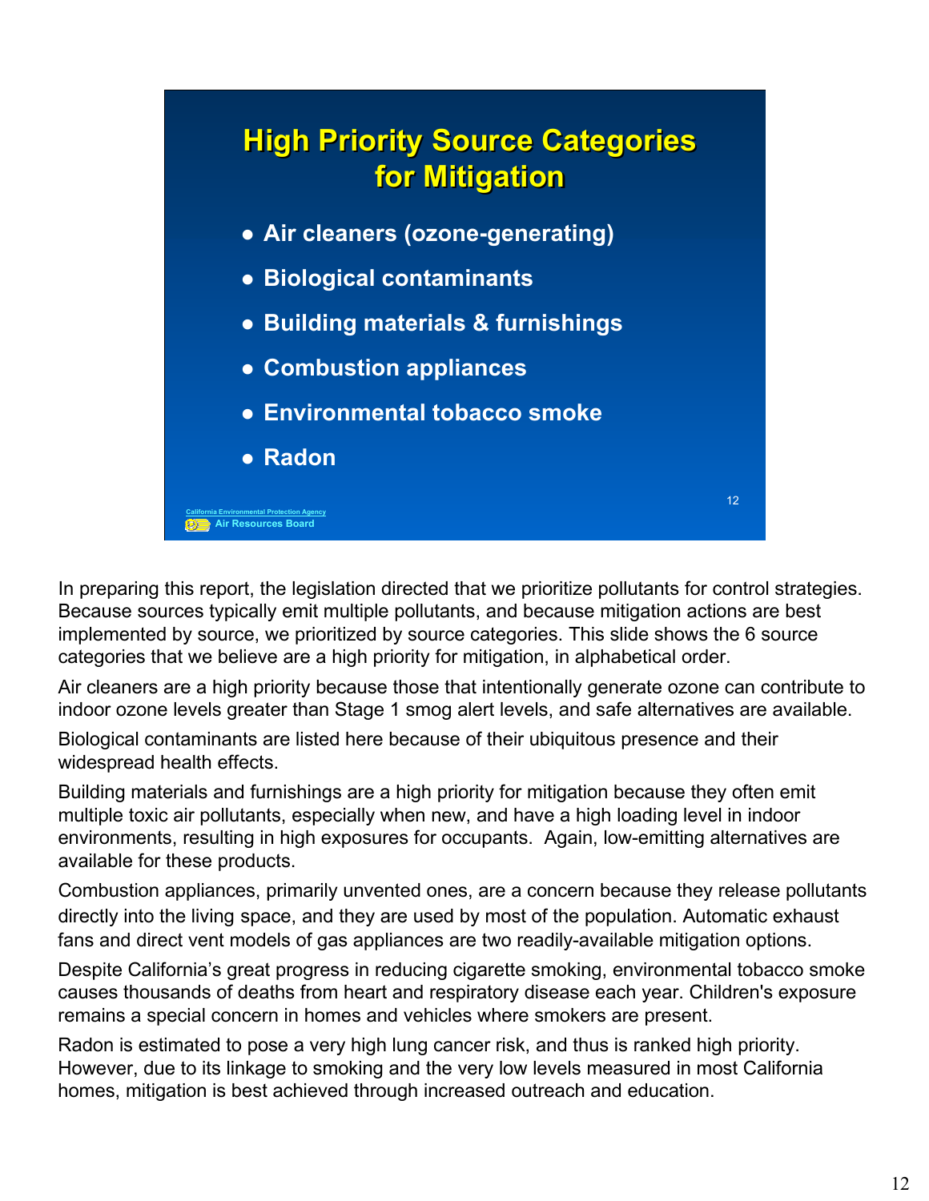## High Priority Source Categories for Mitigation

- Air cleaners (ozone-generating)
- Biological contaminants
- Building materials & furnishings
- Combustion appliances
- Environmental tobacco smoke
- Radon

California Environmental Protection Agency
Air Resources Board

In preparing this report, the legislation directed that we prioritize pollutants for control strategies. Because sources typically emit multiple pollutants, and because mitigation actions are best implemented by source, we prioritized by source categories. This slide shows the 6 source categories that we believe are a high priority for mitigation, in alphabetical order.

Air cleaners are a high priority because those that intentionally generate ozone can contribute to indoor ozone levels greater than Stage 1 smog alert levels, and safe alternatives are available.

Biological contaminants are listed here because of their ubiquitous presence and their widespread health effects.

Building materials and furnishings are a high priority for mitigation because they often emit multiple toxic air pollutants, especially when new, and have a high loading level in indoor environments, resulting in high exposures for occupants. Again, low-emitting alternatives are available for these products.

Combustion appliances, primarily unvented ones, are a concern because they release pollutants directly into the living space, and they are used by most of the population. Automatic exhaust fans and direct vent models of gas appliances are two readily-available mitigation options.

Despite California's great progress in reducing cigarette smoking, environmental tobacco smoke causes thousands of deaths from heart and respiratory disease each year. Children's exposure remains a special concern in homes and vehicles where smokers are present.

Radon is estimated to pose a very high lung cancer risk, and thus is ranked high priority. However, due to its linkage to smoking and the very low levels measured in most California homes, mitigation is best achieved through increased outreach and education.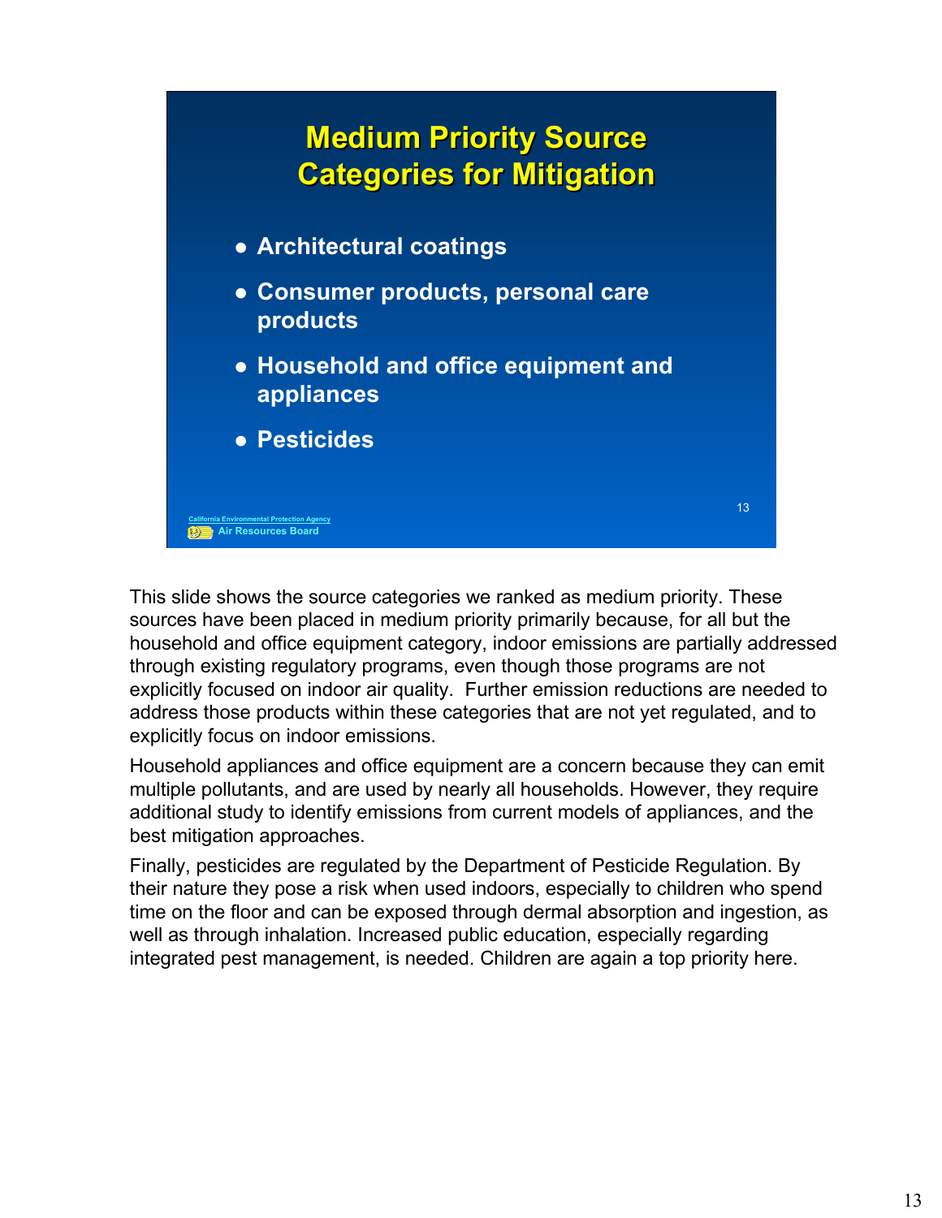## Medium Priority Source Categories for Mitigation

- Architectural coatings
- Consumer products, personal care products
- Household and office equipment and appliances
- Pesticides

California Environmental Protection Agency
Air Resources Board

This slide shows the source categories we ranked as medium priority. These sources have been placed in medium priority primarily because, for all but the household and office equipment category, indoor emissions are partially addressed through existing regulatory programs, even though those programs are not explicitly focused on indoor air quality. Further emission reductions are needed to address those products within these categories that are not yet regulated, and to explicitly focus on indoor emissions.

Household appliances and office equipment are a concern because they can emit multiple pollutants, and are used by nearly all households. However, they require additional study to identify emissions from current models of appliances, and the best mitigation approaches.

Finally, pesticides are regulated by the Department of Pesticide Regulation. By their nature they pose a risk when used indoors, especially to children who spend time on the floor and can be exposed through dermal absorption and ingestion, as well as through inhalation. Increased public education, especially regarding integrated pest management, is needed. Children are again a top priority here.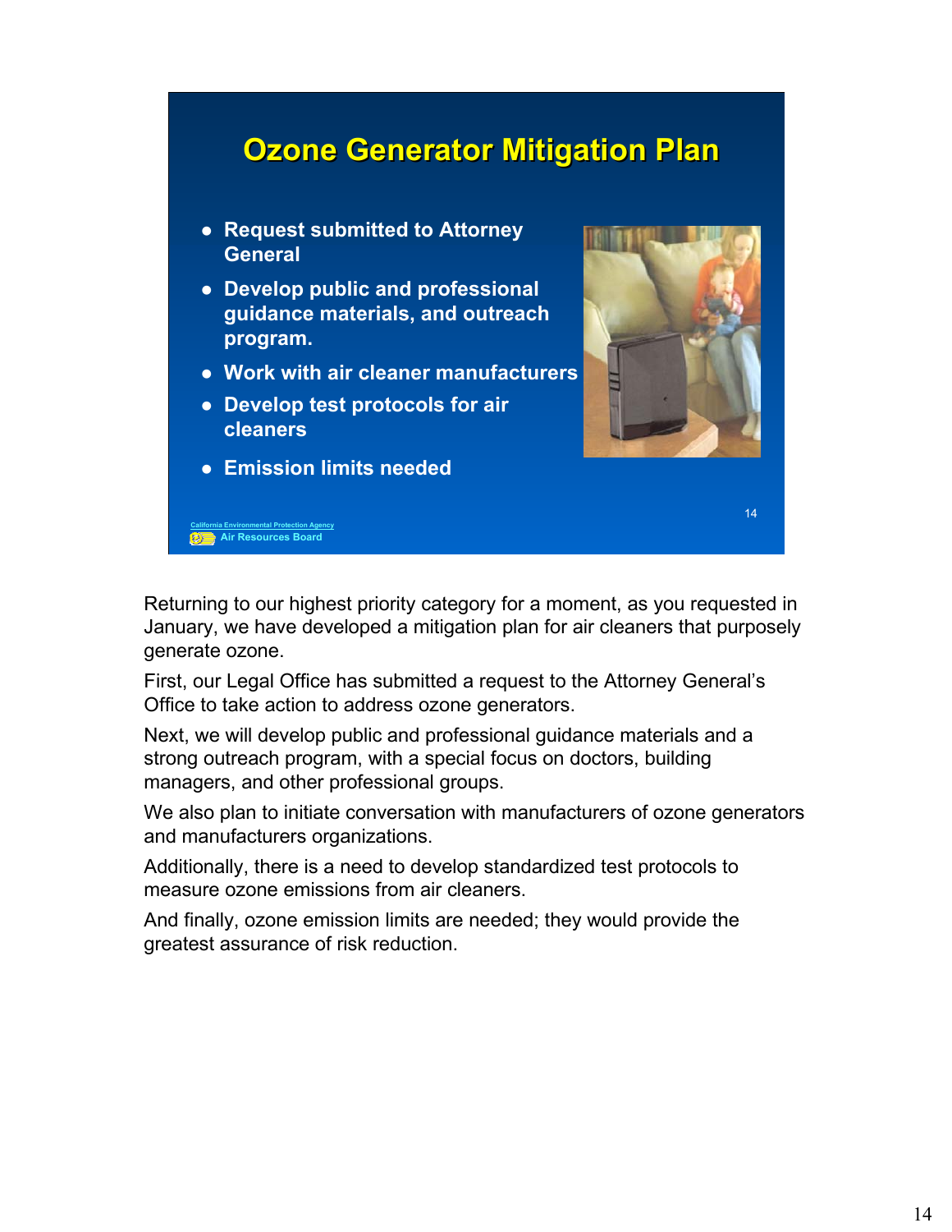## Ozone Generator Mitigation Plan

- Request submitted to Attorney General
- Develop public and professional guidance materials, and outreach program.
- Work with air cleaner manufacturers
- Develop test protocols for air cleaners
- Emission limits needed

California Environmental Protection Agency
Air Resources Board

Returning to our highest priority category for a moment, as you requested in January, we have developed a mitigation plan for air cleaners that purposely generate ozone.

First, our Legal Office has submitted a request to the Attorney General's Office to take action to address ozone generators.

Next, we will develop public and professional guidance materials and a strong outreach program, with a special focus on doctors, building managers, and other professional groups.

We also plan to initiate conversation with manufacturers of ozone generators and manufacturers organizations.

Additionally, there is a need to develop standardized test protocols to measure ozone emissions from air cleaners.

And finally, ozone emission limits are needed; they would provide the greatest assurance of risk reduction.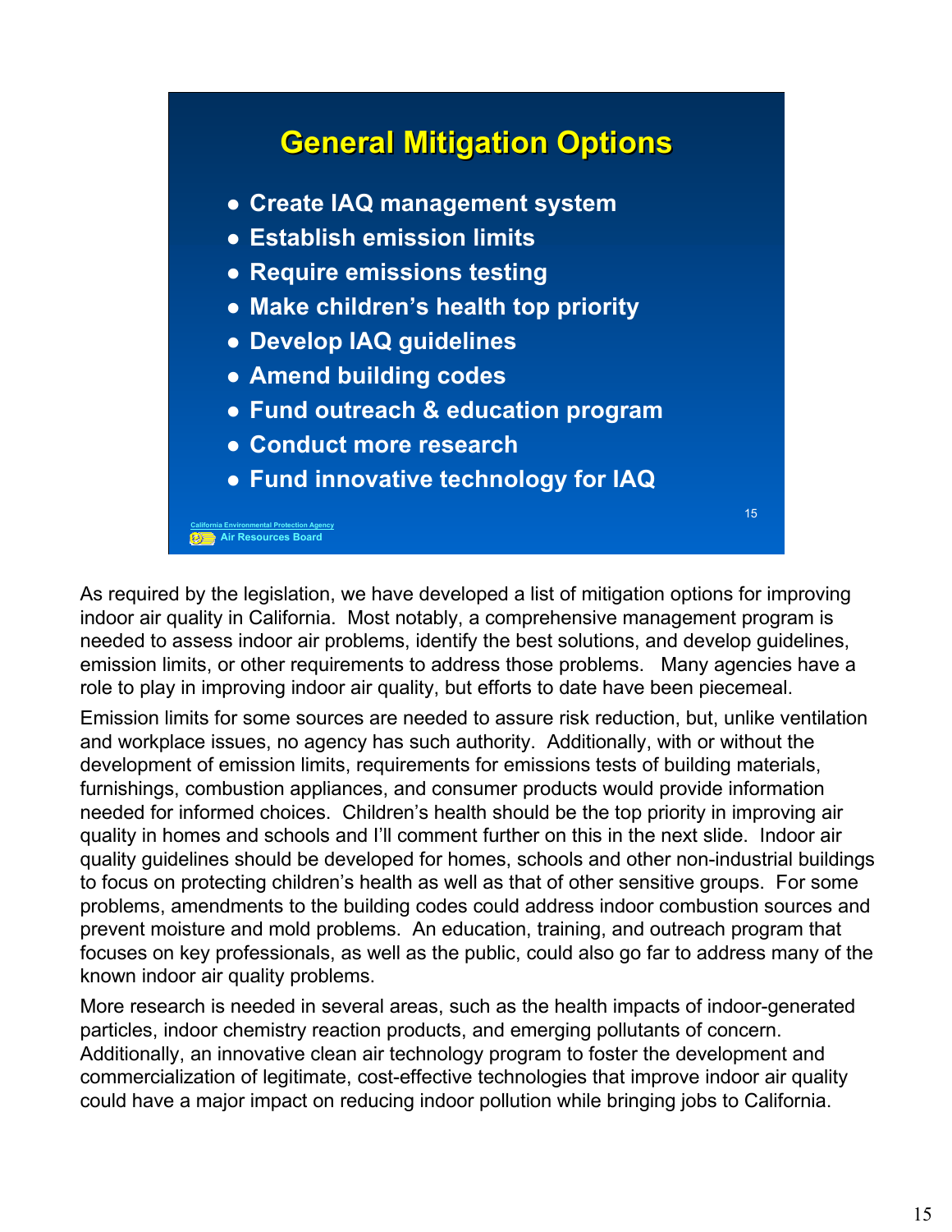## General Mitigation Options

- Create IAQ management system
- Establish emission limits
- Require emissions testing
- Make children's health top priority
- Develop IAQ guidelines
- Amend building codes
- Fund outreach & education program
- Conduct more research
- Fund innovative technology for IAQ

California Environmental Protection Agency
Air Resources Board

As required by the legislation, we have developed a list of mitigation options for improving indoor air quality in California. Most notably, a comprehensive management program is needed to assess indoor air problems, identify the best solutions, and develop guidelines, emission limits, or other requirements to address those problems. Many agencies have a role to play in improving indoor air quality, but efforts to date have been piecemeal.

Emission limits for some sources are needed to assure risk reduction, but, unlike ventilation and workplace issues, no agency has such authority. Additionally, with or without the development of emission limits, requirements for emissions tests of building materials, furnishings, combustion appliances, and consumer products would provide information needed for informed choices. Children's health should be the top priority in improving air quality in homes and schools and I'll comment further on this in the next slide. Indoor air quality guidelines should be developed for homes, schools and other non-industrial buildings to focus on protecting children's health as well as that of other sensitive groups. For some problems, amendments to the building codes could address indoor combustion sources and prevent moisture and mold problems. An education, training, and outreach program that focuses on key professionals, as well as the public, could also go far to address many of the known indoor air quality problems.

More research is needed in several areas, such as the health impacts of indoor-generated particles, indoor chemistry reaction products, and emerging pollutants of concern. Additionally, an innovative clean air technology program to foster the development and commercialization of legitimate, cost-effective technologies that improve indoor air quality could have a major impact on reducing indoor pollution while bringing jobs to California.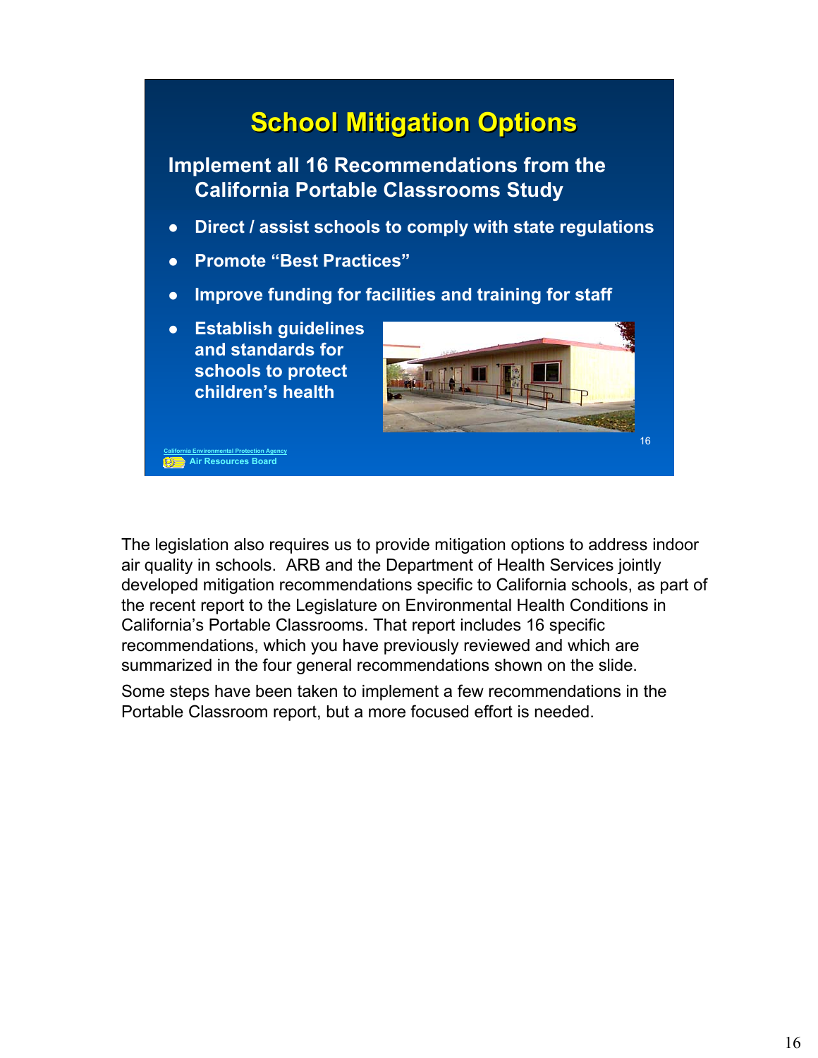## School Mitigation Options

**Implement all 16 Recommendations from the California Portable Classrooms Study**

- **Direct / assist schools to comply with state regulations**
- **Promote "Best Practices"**
- **Improve funding for facilities and training for staff**
- **Establish guidelines and standards for schools to protect children's health**

California Environmental Protection Agency
Air Resources Board

The legislation also requires us to provide mitigation options to address indoor air quality in schools. ARB and the Department of Health Services jointly developed mitigation recommendations specific to California schools, as part of the recent report to the Legislature on Environmental Health Conditions in California's Portable Classrooms. That report includes 16 specific recommendations, which you have previously reviewed and which are summarized in the four general recommendations shown on the slide.

Some steps have been taken to implement a few recommendations in the Portable Classroom report, but a more focused effort is needed.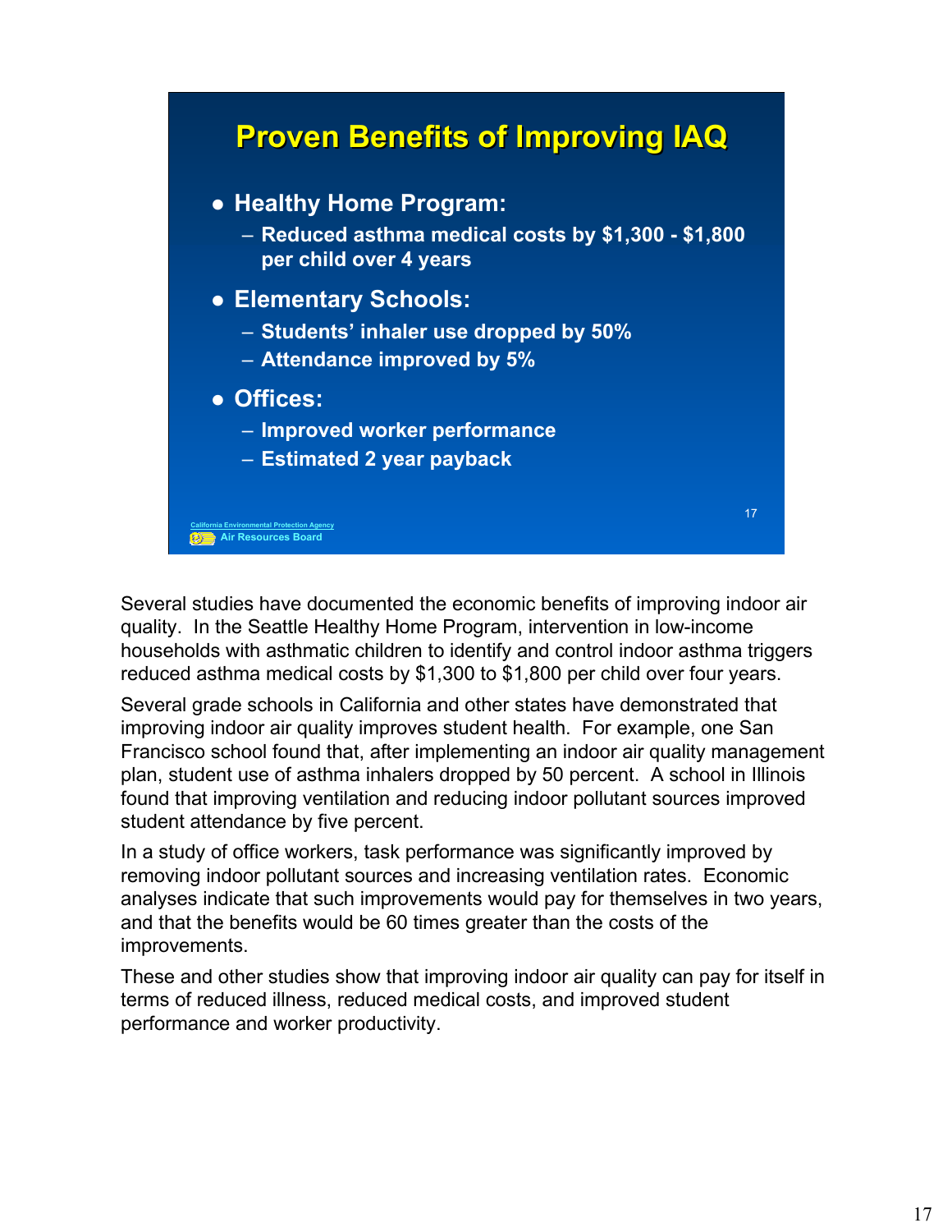## Proven Benefits of Improving IAQ

- **Healthy Home Program:**
  - **Reduced asthma medical costs by $1,300 - $1,800 per child over 4 years**
- **Elementary Schools:**
  - **Students' inhaler use dropped by 50%**
  - **Attendance improved by 5%**
- **Offices:**
  - **Improved worker performance**
  - **Estimated 2 year payback**

California Environmental Protection Agency
Air Resources Board

Several studies have documented the economic benefits of improving indoor air quality. In the Seattle Healthy Home Program, intervention in low-income households with asthmatic children to identify and control indoor asthma triggers reduced asthma medical costs by $1,300 to $1,800 per child over four years.

Several grade schools in California and other states have demonstrated that improving indoor air quality improves student health. For example, one San Francisco school found that, after implementing an indoor air quality management plan, student use of asthma inhalers dropped by 50 percent. A school in Illinois found that improving ventilation and reducing indoor pollutant sources improved student attendance by five percent.

In a study of office workers, task performance was significantly improved by removing indoor pollutant sources and increasing ventilation rates. Economic analyses indicate that such improvements would pay for themselves in two years, and that the benefits would be 60 times greater than the costs of the improvements.

These and other studies show that improving indoor air quality can pay for itself in terms of reduced illness, reduced medical costs, and improved student performance and worker productivity.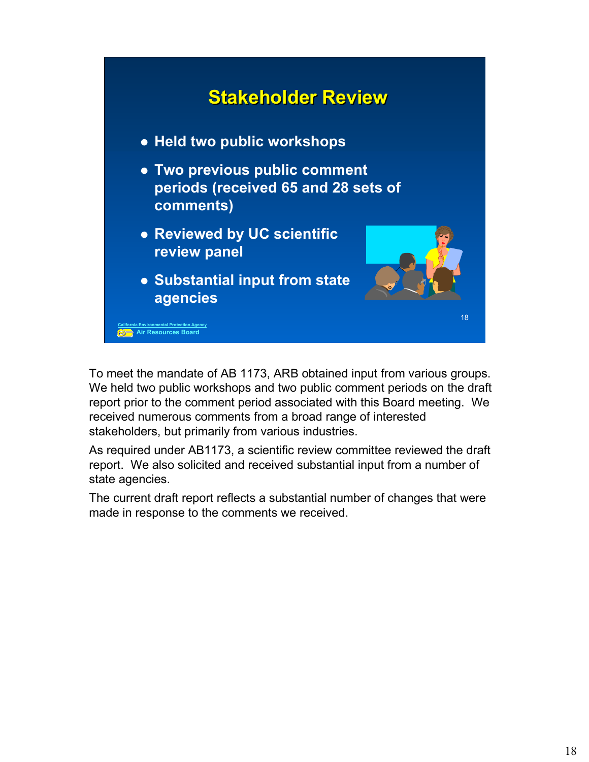## Stakeholder Review

- Held two public workshops
- Two previous public comment periods (received 65 and 28 sets of comments)
- Reviewed by UC scientific review panel
- Substantial input from state agencies

California Environmental Protection Agency
Air Resources Board

To meet the mandate of AB 1173, ARB obtained input from various groups. We held two public workshops and two public comment periods on the draft report prior to the comment period associated with this Board meeting. We received numerous comments from a broad range of interested stakeholders, but primarily from various industries.

As required under AB1173, a scientific review committee reviewed the draft report. We also solicited and received substantial input from a number of state agencies.

The current draft report reflects a substantial number of changes that were made in response to the comments we received.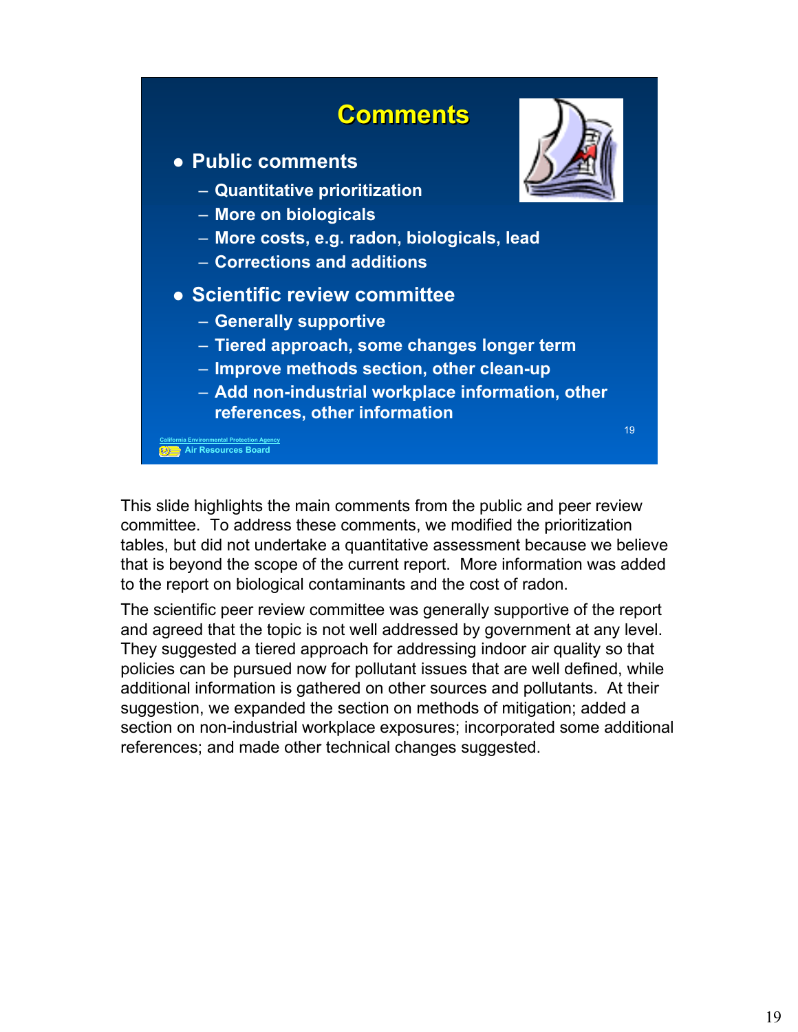## Comments

- Public comments
  - Quantitative prioritization
  - More on biologicals
  - More costs, e.g. radon, biologicals, lead
  - Corrections and additions
- Scientific review committee
  - Generally supportive
  - Tiered approach, some changes longer term
  - Improve methods section, other clean-up
  - Add non-industrial workplace information, other references, other information

California Environmental Protection Agency
Air Resources Board

This slide highlights the main comments from the public and peer review committee. To address these comments, we modified the prioritization tables, but did not undertake a quantitative assessment because we believe that is beyond the scope of the current report. More information was added to the report on biological contaminants and the cost of radon.

The scientific peer review committee was generally supportive of the report and agreed that the topic is not well addressed by government at any level. They suggested a tiered approach for addressing indoor air quality so that policies can be pursued now for pollutant issues that are well defined, while additional information is gathered on other sources and pollutants. At their suggestion, we expanded the section on methods of mitigation; added a section on non-industrial workplace exposures; incorporated some additional references; and made other technical changes suggested.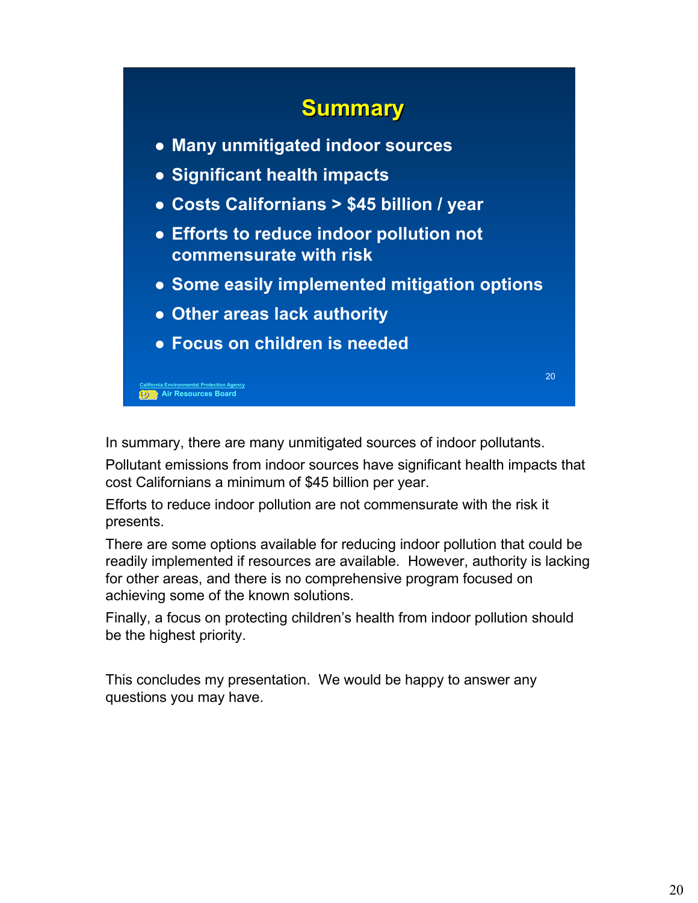## Summary

- Many unmitigated indoor sources
- Significant health impacts
- Costs Californians > $45 billion / year
- Efforts to reduce indoor pollution not commensurate with risk
- Some easily implemented mitigation options
- Other areas lack authority
- Focus on children is needed

California Environmental Protection Agency
Air Resources Board

In summary, there are many unmitigated sources of indoor pollutants.

Pollutant emissions from indoor sources have significant health impacts that cost Californians a minimum of $45 billion per year.

Efforts to reduce indoor pollution are not commensurate with the risk it presents.

There are some options available for reducing indoor pollution that could be readily implemented if resources are available. However, authority is lacking for other areas, and there is no comprehensive program focused on achieving some of the known solutions.

Finally, a focus on protecting children's health from indoor pollution should be the highest priority.

This concludes my presentation. We would be happy to answer any questions you may have.